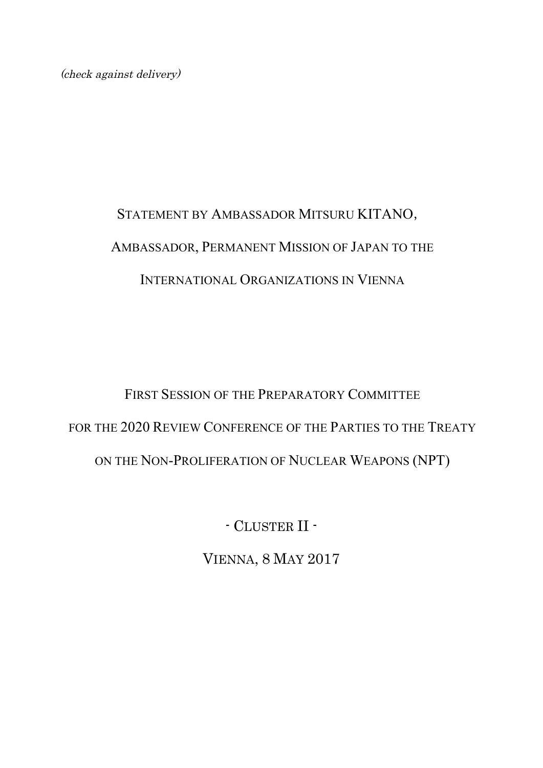*(check against delivery)*

# Statement by Ambassador Mitsuru KITANO,

# Ambassador, Permanent Mission of Japan to the International Organizations in Vienna

## First Session of the Preparatory Committee for the 2020 Review Conference of the Parties to the Treaty on the Non-Proliferation of Nuclear Weapons (NPT)

## - Cluster II -

## Vienna, 8 May 2017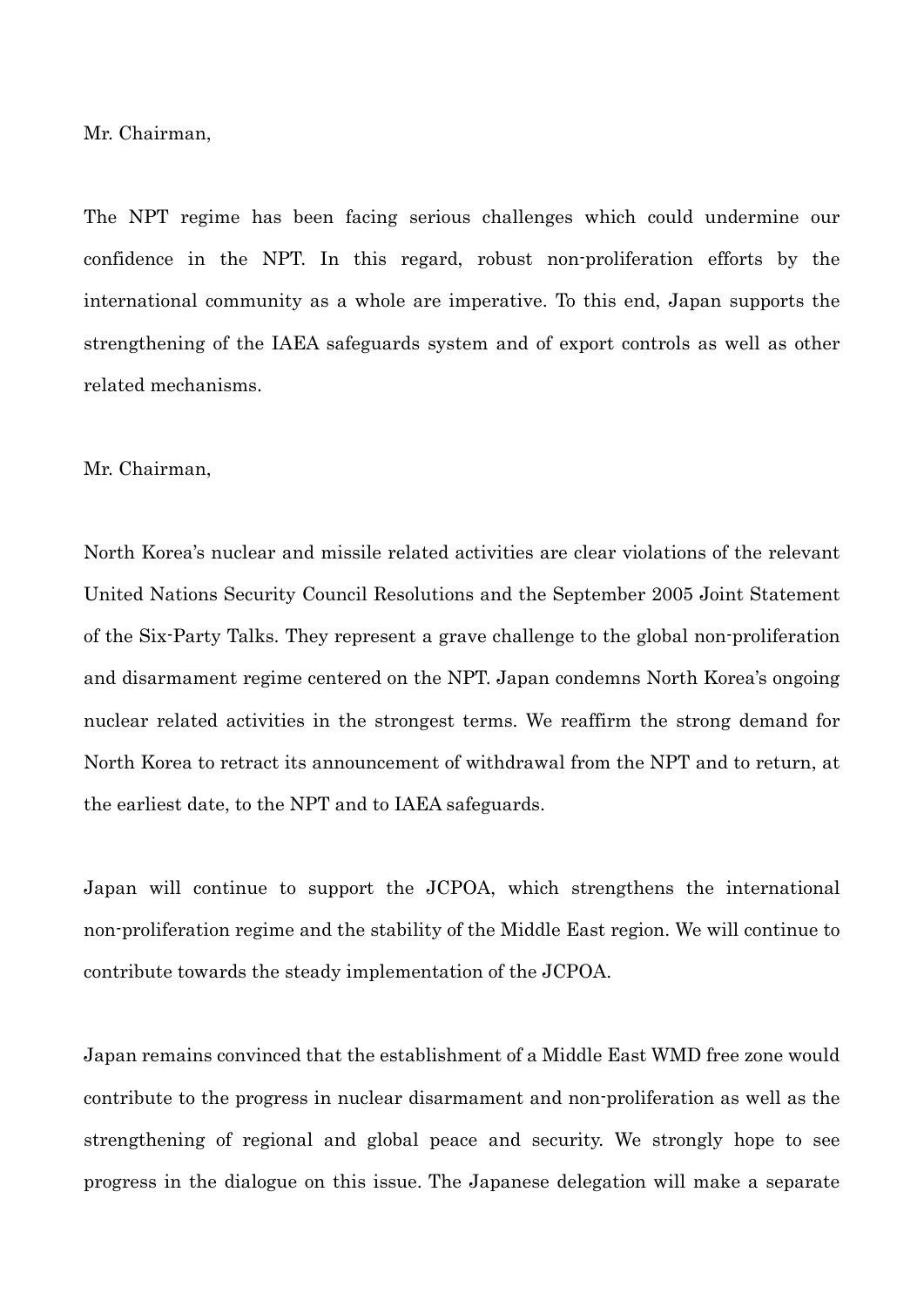Mr. Chairman,

The NPT regime has been facing serious challenges which could undermine our confidence in the NPT. In this regard, robust non-proliferation efforts by the international community as a whole are imperative. To this end, Japan supports the strengthening of the IAEA safeguards system and of export controls as well as other related mechanisms.

Mr. Chairman,

North Korea's nuclear and missile related activities are clear violations of the relevant United Nations Security Council Resolutions and the September 2005 Joint Statement of the Six-Party Talks. They represent a grave challenge to the global non-proliferation and disarmament regime centered on the NPT. Japan condemns North Korea's ongoing nuclear related activities in the strongest terms. We reaffirm the strong demand for North Korea to retract its announcement of withdrawal from the NPT and to return, at the earliest date, to the NPT and to IAEA safeguards.

Japan will continue to support the JCPOA, which strengthens the international non-proliferation regime and the stability of the Middle East region. We will continue to contribute towards the steady implementation of the JCPOA.

Japan remains convinced that the establishment of a Middle East WMD free zone would contribute to the progress in nuclear disarmament and non-proliferation as well as the strengthening of regional and global peace and security. We strongly hope to see progress in the dialogue on this issue. The Japanese delegation will make a separate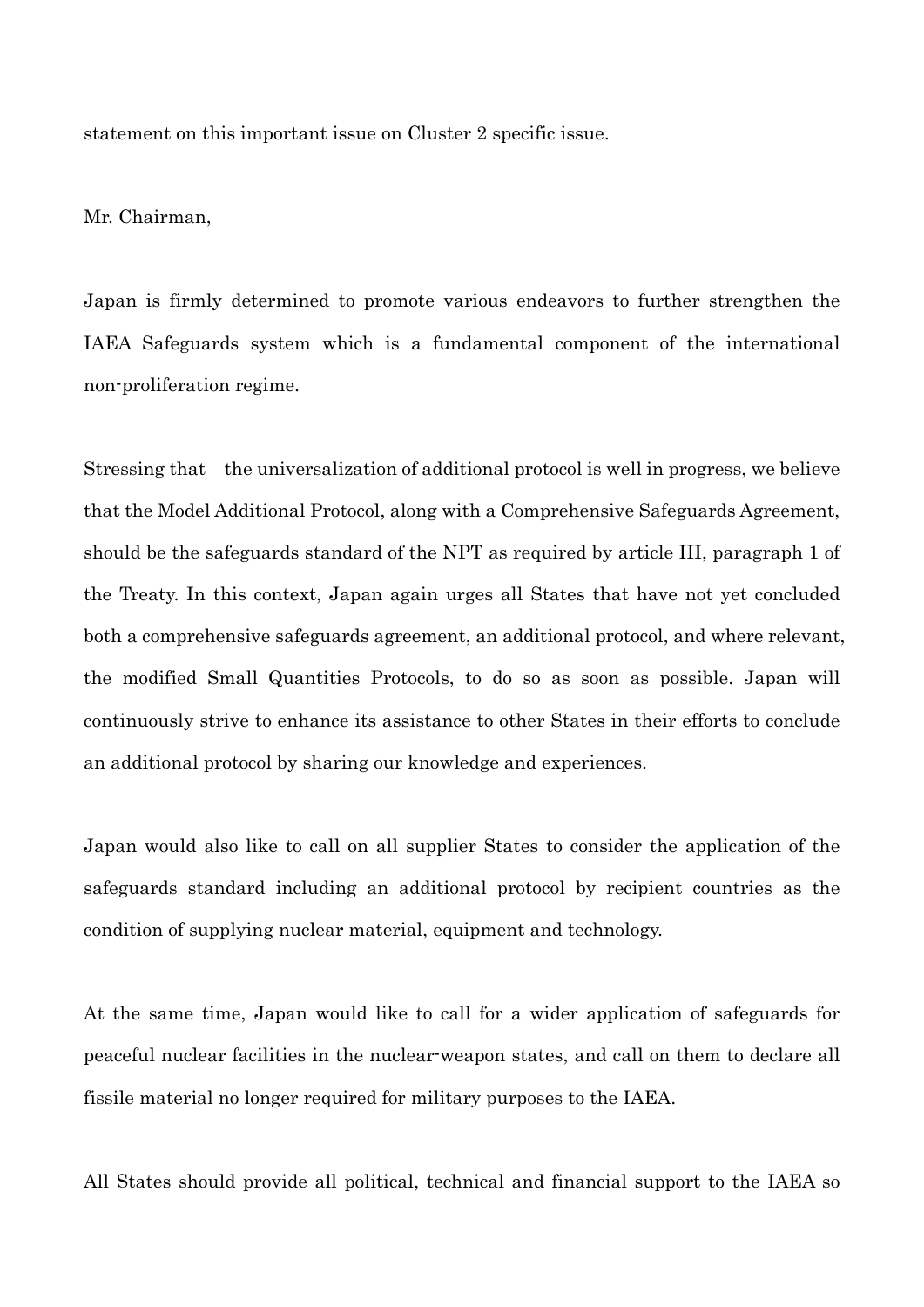statement on this important issue on Cluster 2 specific issue.

Mr. Chairman,

Japan is firmly determined to promote various endeavors to further strengthen the IAEA Safeguards system which is a fundamental component of the international non-proliferation regime.

Stressing that the universalization of additional protocol is well in progress, we believe that the Model Additional Protocol, along with a Comprehensive Safeguards Agreement, should be the safeguards standard of the NPT as required by article III, paragraph 1 of the Treaty. In this context, Japan again urges all States that have not yet concluded both a comprehensive safeguards agreement, an additional protocol, and where relevant, the modified Small Quantities Protocols, to do so as soon as possible. Japan will continuously strive to enhance its assistance to other States in their efforts to conclude an additional protocol by sharing our knowledge and experiences.

Japan would also like to call on all supplier States to consider the application of the safeguards standard including an additional protocol by recipient countries as the condition of supplying nuclear material, equipment and technology.

At the same time, Japan would like to call for a wider application of safeguards for peaceful nuclear facilities in the nuclear-weapon states, and call on them to declare all fissile material no longer required for military purposes to the IAEA.

All States should provide all political, technical and financial support to the IAEA so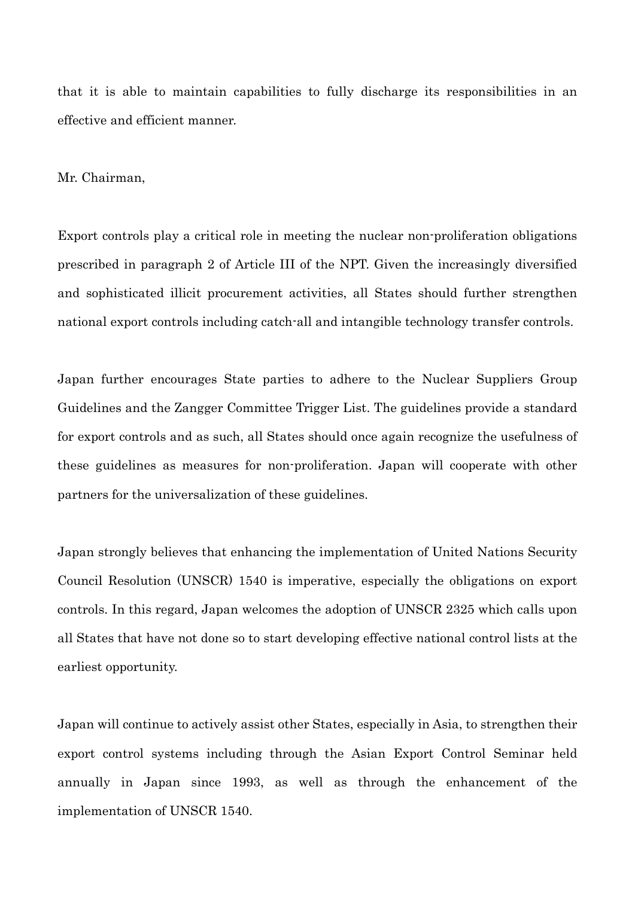that it is able to maintain capabilities to fully discharge its responsibilities in an effective and efficient manner.

Mr. Chairman,

Export controls play a critical role in meeting the nuclear non-proliferation obligations prescribed in paragraph 2 of Article III of the NPT. Given the increasingly diversified and sophisticated illicit procurement activities, all States should further strengthen national export controls including catch-all and intangible technology transfer controls.

Japan further encourages State parties to adhere to the Nuclear Suppliers Group Guidelines and the Zangger Committee Trigger List. The guidelines provide a standard for export controls and as such, all States should once again recognize the usefulness of these guidelines as measures for non-proliferation. Japan will cooperate with other partners for the universalization of these guidelines.

Japan strongly believes that enhancing the implementation of United Nations Security Council Resolution (UNSCR) 1540 is imperative, especially the obligations on export controls. In this regard, Japan welcomes the adoption of UNSCR 2325 which calls upon all States that have not done so to start developing effective national control lists at the earliest opportunity.

Japan will continue to actively assist other States, especially in Asia, to strengthen their export control systems including through the Asian Export Control Seminar held annually in Japan since 1993, as well as through the enhancement of the implementation of UNSCR 1540.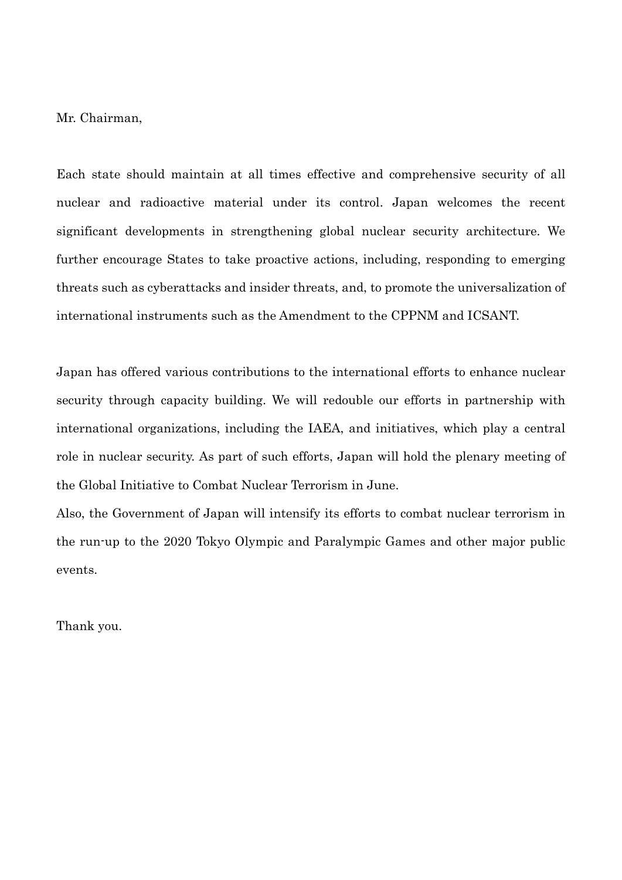Mr. Chairman,

Each state should maintain at all times effective and comprehensive security of all nuclear and radioactive material under its control. Japan welcomes the recent significant developments in strengthening global nuclear security architecture. We further encourage States to take proactive actions, including, responding to emerging threats such as cyberattacks and insider threats, and, to promote the universalization of international instruments such as the Amendment to the CPPNM and ICSANT.

Japan has offered various contributions to the international efforts to enhance nuclear security through capacity building. We will redouble our efforts in partnership with international organizations, including the IAEA, and initiatives, which play a central role in nuclear security. As part of such efforts, Japan will hold the plenary meeting of the Global Initiative to Combat Nuclear Terrorism in June.

Also, the Government of Japan will intensify its efforts to combat nuclear terrorism in the run-up to the 2020 Tokyo Olympic and Paralympic Games and other major public events.

Thank you.